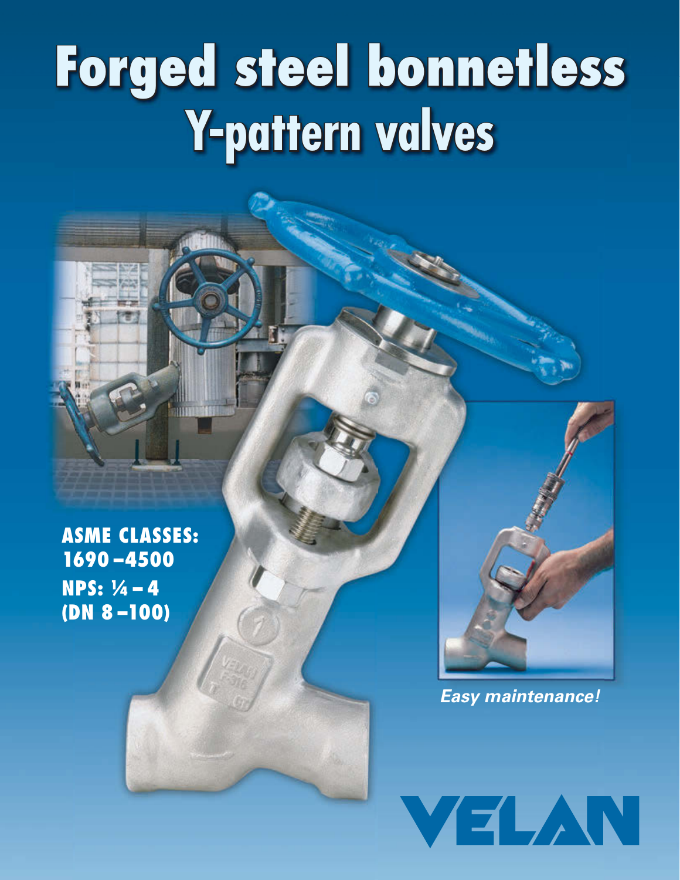# Forged steel bonnetless Y-pattern valves

**ASME CLASSES: 1690 – 4500**

**NPS: ¼ – 4 (DN 8 – 100)**

***Easy maintenance!***

VELAN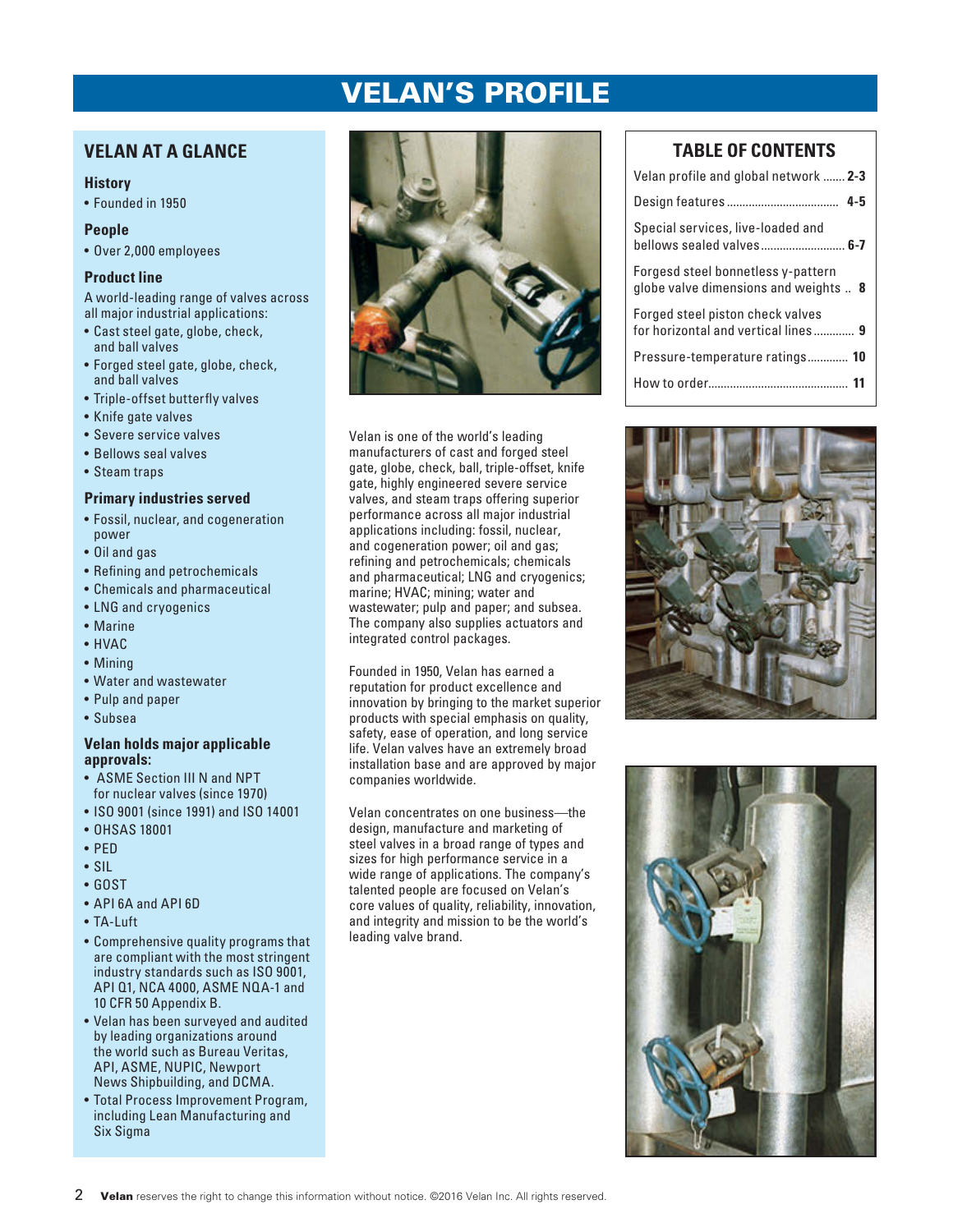# VELAN'S PROFILE

## VELAN AT A GLANCE

### History

- Founded in 1950

### People

- Over 2,000 employees

### Product line

A world-leading range of valves across all major industrial applications:

- Cast steel gate, globe, check, and ball valves
- Forged steel gate, globe, check, and ball valves
- Triple-offset butterfly valves
- Knife gate valves
- Severe service valves
- Bellows seal valves
- Steam traps

### Primary industries served

- Fossil, nuclear, and cogeneration power
- Oil and gas
- Refining and petrochemicals
- Chemicals and pharmaceutical
- LNG and cryogenics
- Marine
- HVAC
- Mining
- Water and wastewater
- Pulp and paper
- Subsea

### Velan holds major applicable approvals:

- ASME Section III N and NPT for nuclear valves (since 1970)
- ISO 9001 (since 1991) and ISO 14001
- OHSAS 18001
- PED
- SIL
- GOST
- API 6A and API 6D
- TA-Luft
- Comprehensive quality programs that are compliant with the most stringent industry standards such as ISO 9001, API Q1, NCA 4000, ASME NQA-1 and 10 CFR 50 Appendix B.
- Velan has been surveyed and audited by leading organizations around the world such as Bureau Veritas, API, ASME, NUPIC, Newport News Shipbuilding, and DCMA.
- Total Process Improvement Program, including Lean Manufacturing and Six Sigma

Velan is one of the world's leading manufacturers of cast and forged steel gate, globe, check, ball, triple-offset, knife gate, highly engineered severe service valves, and steam traps offering superior performance across all major industrial applications including: fossil, nuclear, and cogeneration power; oil and gas; refining and petrochemicals; chemicals and pharmaceutical; LNG and cryogenics; marine; HVAC; mining; water and wastewater; pulp and paper; and subsea. The company also supplies actuators and integrated control packages.

Founded in 1950, Velan has earned a reputation for product excellence and innovation by bringing to the market superior products with special emphasis on quality, safety, ease of operation, and long service life. Velan valves have an extremely broad installation base and are approved by major companies worldwide.

Velan concentrates on one business—the design, manufacture and marketing of steel valves in a broad range of types and sizes for high performance service in a wide range of applications. The company's talented people are focused on Velan's core values of quality, reliability, innovation, and integrity and mission to be the world's leading valve brand.

## TABLE OF CONTENTS

| | |
|---|---|
| Velan profile and global network | 2-3 |
| Design features | 4-5 |
| Special services, live-loaded and bellows sealed valves | 6-7 |
| Forgesd steel bonnetless y-pattern globe valve dimensions and weights | 8 |
| Forged steel piston check valves for horizontal and vertical lines | 9 |
| Pressure-temperature ratings | 10 |
| How to order | 11 |

**Velan** reserves the right to change this information without notice. ©2016 Velan Inc. All rights reserved.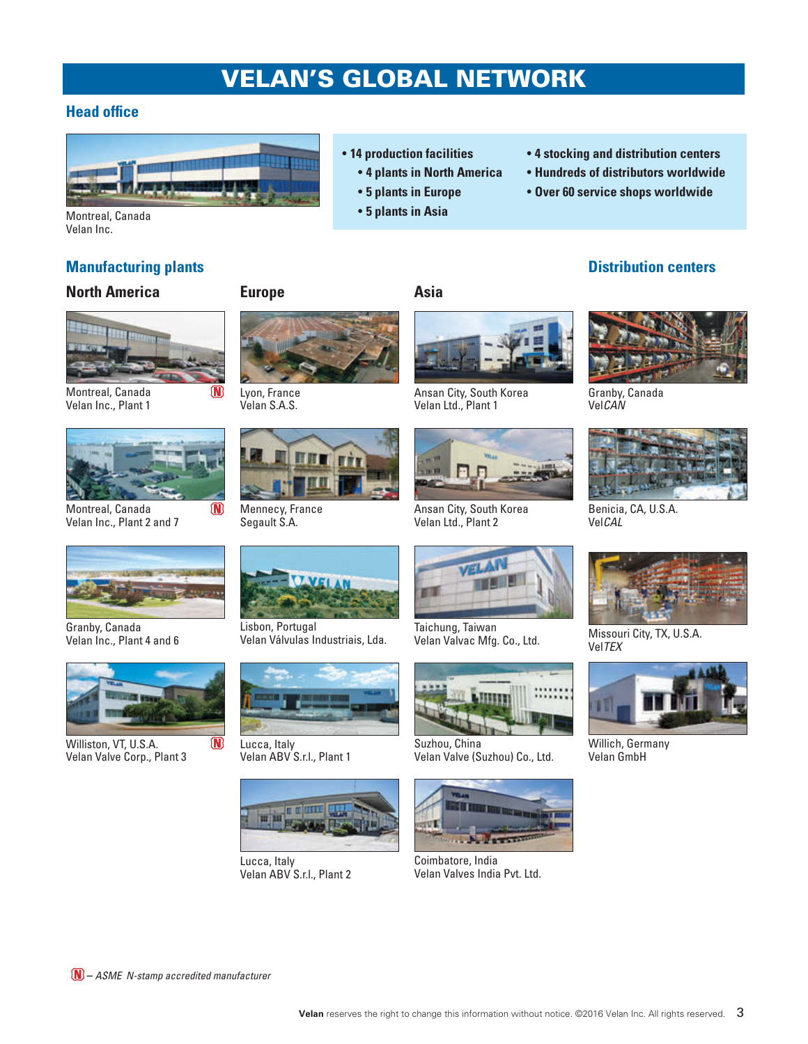# VELAN'S GLOBAL NETWORK

## Head office

Montreal, Canada
Velan Inc.

- 14 production facilities
  - 4 plants in North America
  - 5 plants in Europe
  - 5 plants in Asia
- 4 stocking and distribution centers
- Hundreds of distributors worldwide
- Over 60 service shops worldwide

## Manufacturing plants

### North America

Montreal, Canada
Velan Inc., Plant 1 (N)

Montreal, Canada
Velan Inc., Plant 2 and 7 (N)

Granby, Canada
Velan Inc., Plant 4 and 6

Williston, VT, U.S.A.
Velan Valve Corp., Plant 3 (N)

### Europe

Lyon, France
Velan S.A.S.

Mennecy, France
Segault S.A.

Lisbon, Portugal
Velan Válvulas Industriais, Lda.

Lucca, Italy
Velan ABV S.r.l., Plant 1

Lucca, Italy
Velan ABV S.r.l., Plant 2

### Asia

Ansan City, South Korea
Velan Ltd., Plant 1

Ansan City, South Korea
Velan Ltd., Plant 2

Taichung, Taiwan
Velan Valvac Mfg. Co., Ltd.

Suzhou, China
Velan Valve (Suzhou) Co., Ltd.

Coimbatore, India
Velan Valves India Pvt. Ltd.

## Distribution centers

Granby, Canada
Vel*CAN*

Benicia, CA, U.S.A.
Vel*CAL*

Missouri City, TX, U.S.A.
Vel*TEX*

Willich, Germany
Velan GmbH

(N) – *ASME N-stamp accredited manufacturer*

**Velan** reserves the right to change this information without notice. ©2016 Velan Inc. All rights reserved.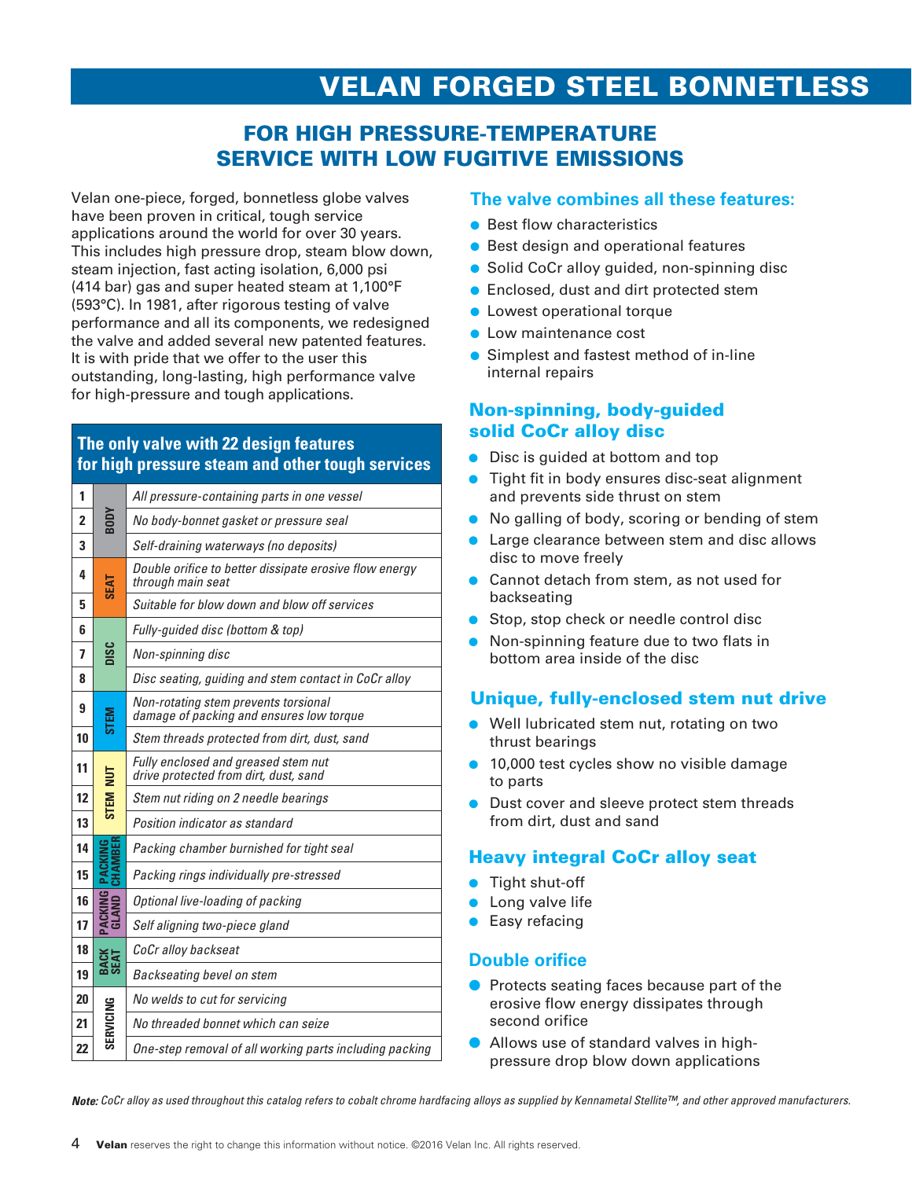# VELAN FORGED STEEL BONNETLESS

## FOR HIGH PRESSURE-TEMPERATURE SERVICE WITH LOW FUGITIVE EMISSIONS

Velan one-piece, forged, bonnetless globe valves have been proven in critical, tough service applications around the world for over 30 years. This includes high pressure drop, steam blow down, steam injection, fast acting isolation, 6,000 psi (414 bar) gas and super heated steam at 1,100°F (593°C). In 1981, after rigorous testing of valve performance and all its components, we redesigned the valve and added several new patented features. It is with pride that we offer to the user this outstanding, long-lasting, high performance valve for high-pressure and tough applications.

**The only valve with 22 design features for high pressure steam and other tough services**

| No. | Component | Feature |
|---|---|---|
| 1 | BODY | *All pressure-containing parts in one vessel* |
| 2 | BODY | *No body-bonnet gasket or pressure seal* |
| 3 | BODY | *Self-draining waterways (no deposits)* |
| 4 | SEAT | *Double orifice to better dissipate erosive flow energy through main seat* |
| 5 | SEAT | *Suitable for blow down and blow off services* |
| 6 | DISC | *Fully-guided disc (bottom & top)* |
| 7 | DISC | *Non-spinning disc* |
| 8 | DISC | *Disc seating, guiding and stem contact in CoCr alloy* |
| 9 | STEM | *Non-rotating stem prevents torsional damage of packing and ensures low torque* |
| 10 | STEM | *Stem threads protected from dirt, dust, sand* |
| 11 | STEM NUT | *Fully enclosed and greased stem nut drive protected from dirt, dust, sand* |
| 12 | STEM NUT | *Stem nut riding on 2 needle bearings* |
| 13 | STEM NUT | *Position indicator as standard* |
| 14 | PACKING CHAMBER | *Packing chamber burnished for tight seal* |
| 15 | PACKING CHAMBER | *Packing rings individually pre-stressed* |
| 16 | PACKING GLAND | *Optional live-loading of packing* |
| 17 | PACKING GLAND | *Self aligning two-piece gland* |
| 18 | BACK SEAT | *CoCr alloy backseat* |
| 19 | BACK SEAT | *Backseating bevel on stem* |
| 20 | SERVICING | *No welds to cut for servicing* |
| 21 | SERVICING | *No threaded bonnet which can seize* |
| 22 | SERVICING | *One-step removal of all working parts including packing* |

### The valve combines all these features:

- Best flow characteristics
- Best design and operational features
- Solid CoCr alloy guided, non-spinning disc
- Enclosed, dust and dirt protected stem
- Lowest operational torque
- Low maintenance cost
- Simplest and fastest method of in-line internal repairs

### Non-spinning, body-guided solid CoCr alloy disc

- Disc is guided at bottom and top
- Tight fit in body ensures disc-seat alignment and prevents side thrust on stem
- No galling of body, scoring or bending of stem
- Large clearance between stem and disc allows disc to move freely
- Cannot detach from stem, as not used for backseating
- Stop, stop check or needle control disc
- Non-spinning feature due to two flats in bottom area inside of the disc

### Unique, fully-enclosed stem nut drive

- Well lubricated stem nut, rotating on two thrust bearings
- 10,000 test cycles show no visible damage to parts
- Dust cover and sleeve protect stem threads from dirt, dust and sand

### Heavy integral CoCr alloy seat

- Tight shut-off
- Long valve life
- Easy refacing

### Double orifice

- Protects seating faces because part of the erosive flow energy dissipates through second orifice
- Allows use of standard valves in high-pressure drop blow down applications

***Note:*** *CoCr alloy as used throughout this catalog refers to cobalt chrome hardfacing alloys as supplied by Kennametal Stellite™, and other approved manufacturers.*

**Velan** reserves the right to change this information without notice. ©2016 Velan Inc. All rights reserved.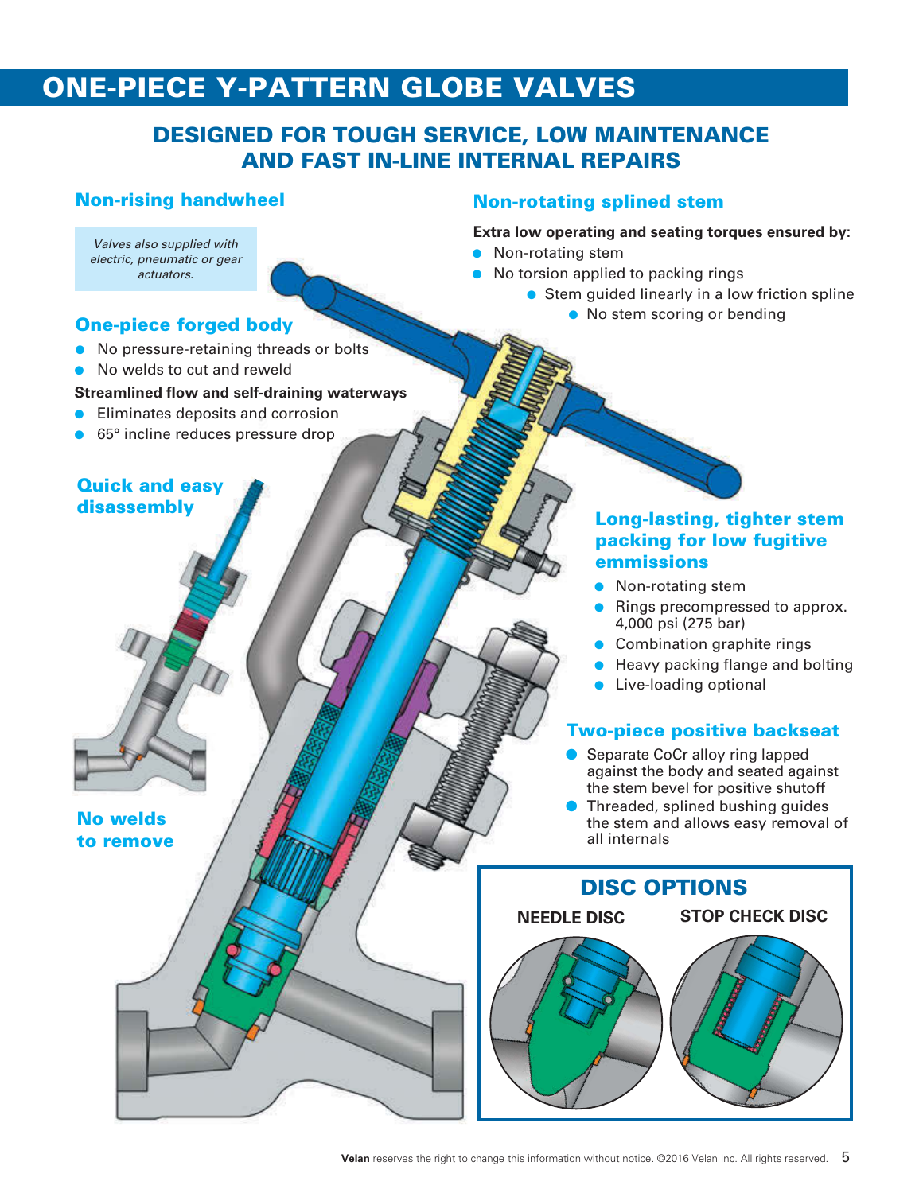# ONE-PIECE Y-PATTERN GLOBE VALVES

## DESIGNED FOR TOUGH SERVICE, LOW MAINTENANCE AND FAST IN-LINE INTERNAL REPAIRS

### Non-rising handwheel

*Valves also supplied with electric, pneumatic or gear actuators.*

### One-piece forged body

- No pressure-retaining threads or bolts
- No welds to cut and reweld

**Streamlined flow and self-draining waterways**

- Eliminates deposits and corrosion
- 65° incline reduces pressure drop

### Quick and easy disassembly

### No welds to remove

### Non-rotating splined stem

**Extra low operating and seating torques ensured by:**

- Non-rotating stem
- No torsion applied to packing rings
  - Stem guided linearly in a low friction spline
    - No stem scoring or bending

### Long-lasting, tighter stem packing for low fugitive emmissions

- Non-rotating stem
- Rings precompressed to approx. 4,000 psi (275 bar)
- Combination graphite rings
- Heavy packing flange and bolting
- Live-loading optional

### Two-piece positive backseat

- Separate CoCr alloy ring lapped against the body and seated against the stem bevel for positive shutoff
- Threaded, splined bushing guides the stem and allows easy removal of all internals

## DISC OPTIONS

NEEDLE DISC

STOP CHECK DISC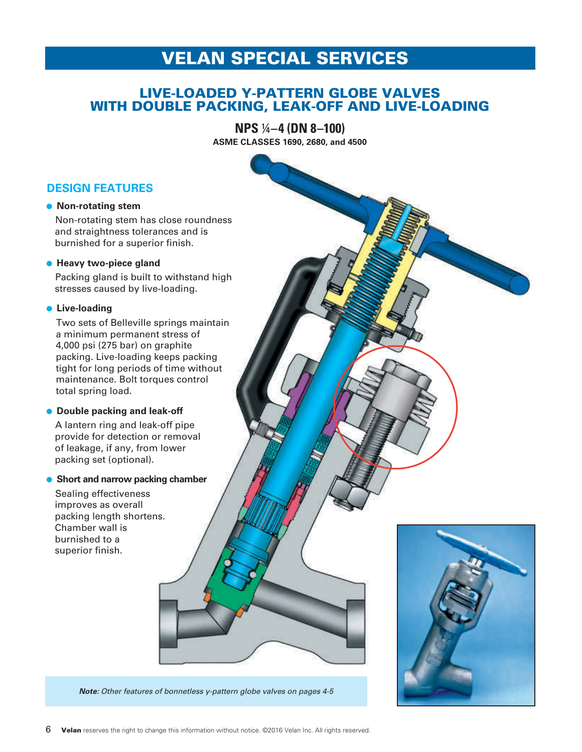# VELAN SPECIAL SERVICES

## LIVE-LOADED Y-PATTERN GLOBE VALVES WITH DOUBLE PACKING, LEAK-OFF AND LIVE-LOADING

**NPS ¼–4 (DN 8–100)**

**ASME CLASSES 1690, 2680, and 4500**

### DESIGN FEATURES

- **Non-rotating stem**

  Non-rotating stem has close roundness and straightness tolerances and is burnished for a superior finish.

- **Heavy two-piece gland**

  Packing gland is built to withstand high stresses caused by live-loading.

- **Live-loading**

  Two sets of Belleville springs maintain a minimum permanent stress of 4,000 psi (275 bar) on graphite packing. Live-loading keeps packing tight for long periods of time without maintenance. Bolt torques control total spring load.

- **Double packing and leak-off**

  A lantern ring and leak-off pipe provide for detection or removal of leakage, if any, from lower packing set (optional).

- **Short and narrow packing chamber**

  Sealing effectiveness improves as overall packing length shortens. Chamber wall is burnished to a superior finish.

***Note:*** *Other features of bonnetless y-pattern globe valves on pages 4-5*

**Velan** reserves the right to change this information without notice. ©2016 Velan Inc. All rights reserved.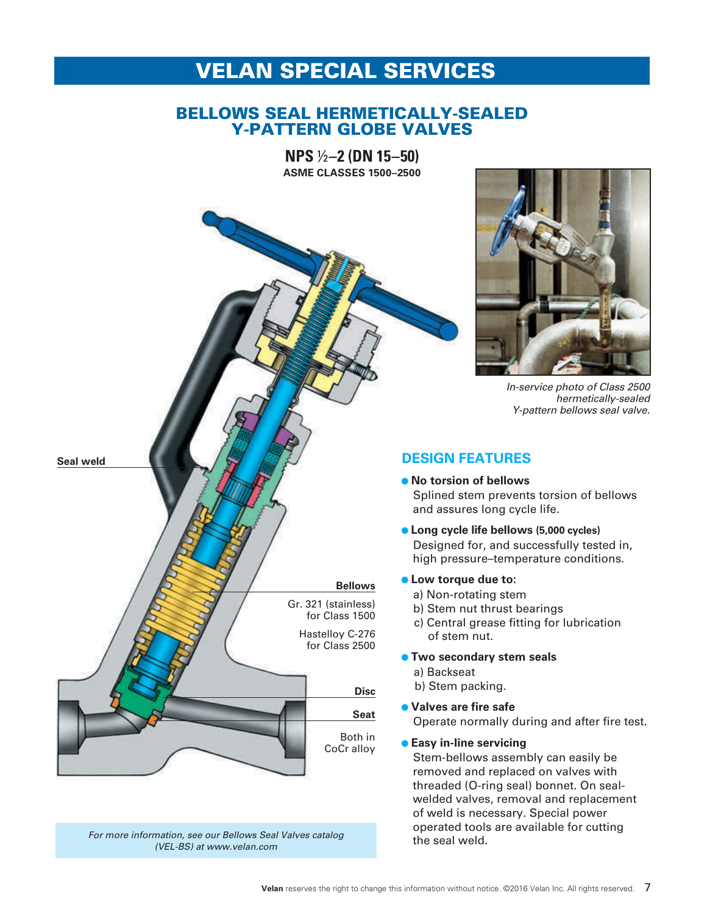# VELAN SPECIAL SERVICES

## BELLOWS SEAL HERMETICALLY-SEALED Y-PATTERN GLOBE VALVES

**NPS ½–2 (DN 15–50)**
**ASME CLASSES 1500–2500**

**Seal weld**

**Bellows**
Gr. 321 (stainless) for Class 1500
Hastelloy C-276 for Class 2500

**Disc**

**Seat**
Both in CoCr alloy

*In-service photo of Class 2500 hermetically-sealed Y-pattern bellows seal valve.*

### DESIGN FEATURES

- **No torsion of bellows**
  Splined stem prevents torsion of bellows and assures long cycle life.
- **Long cycle life bellows (5,000 cycles)**
  Designed for, and successfully tested in, high pressure–temperature conditions.
- **Low torque due to:**
  a) Non-rotating stem
  b) Stem nut thrust bearings
  c) Central grease fitting for lubrication of stem nut.
- **Two secondary stem seals**
  a) Backseat
  b) Stem packing.
- **Valves are fire safe**
  Operate normally during and after fire test.
- **Easy in-line servicing**
  Stem-bellows assembly can easily be removed and replaced on valves with threaded (O-ring seal) bonnet. On seal-welded valves, removal and replacement of weld is necessary. Special power operated tools are available for cutting the seal weld.

*For more information, see our Bellows Seal Valves catalog (VEL-BS) at www.velan.com*

**Velan** reserves the right to change this information without notice. ©2016 Velan Inc. All rights reserved.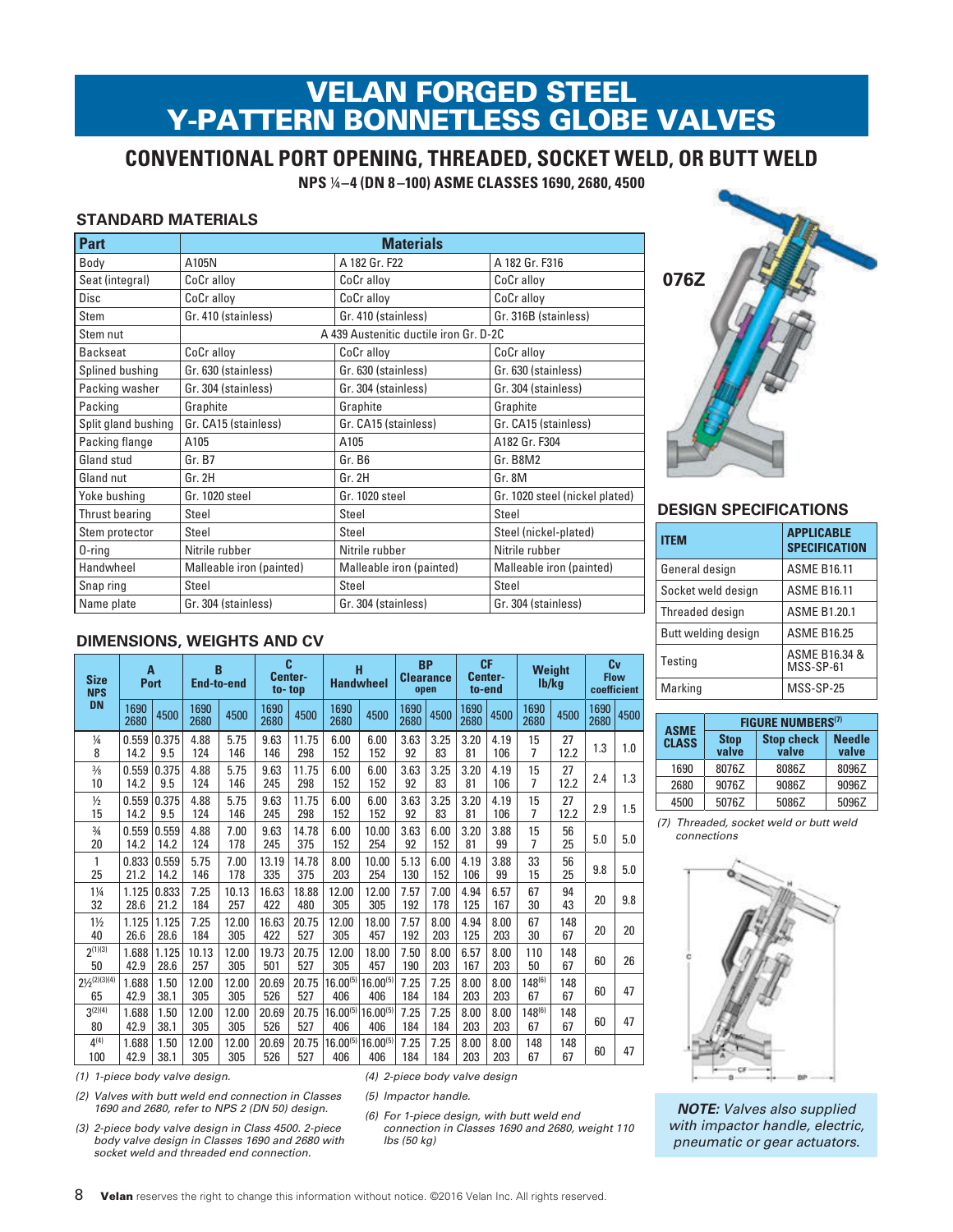# VELAN FORGED STEEL Y-PATTERN BONNETLESS GLOBE VALVES

## CONVENTIONAL PORT OPENING, THREADED, SOCKET WELD, OR BUTT WELD

**NPS ¼–4 (DN 8–100) ASME CLASSES 1690, 2680, 4500**

### STANDARD MATERIALS

| Part | Materials | | |
|---|---|---|---|
| Body | A105N | A 182 Gr. F22 | A 182 Gr. F316 |
| Seat (integral) | CoCr alloy | CoCr alloy | CoCr alloy |
| Disc | CoCr alloy | CoCr alloy | CoCr alloy |
| Stem | Gr. 410 (stainless) | Gr. 410 (stainless) | Gr. 316B (stainless) |
| Stem nut | A 439 Austenitic ductile iron Gr. D-2C | | |
| Backseat | CoCr alloy | CoCr alloy | CoCr alloy |
| Splined bushing | Gr. 630 (stainless) | Gr. 630 (stainless) | Gr. 630 (stainless) |
| Packing washer | Gr. 304 (stainless) | Gr. 304 (stainless) | Gr. 304 (stainless) |
| Packing | Graphite | Graphite | Graphite |
| Split gland bushing | Gr. CA15 (stainless) | Gr. CA15 (stainless) | Gr. CA15 (stainless) |
| Packing flange | A105 | A105 | A182 Gr. F304 |
| Gland stud | Gr. B7 | Gr. B6 | Gr. B8M2 |
| Gland nut | Gr. 2H | Gr. 2H | Gr. 8M |
| Yoke bushing | Gr. 1020 steel | Gr. 1020 steel | Gr. 1020 steel (nickel plated) |
| Thrust bearing | Steel | Steel | Steel |
| Stem protector | Steel | Steel | Steel (nickel-plated) |
| O-ring | Nitrile rubber | Nitrile rubber | Nitrile rubber |
| Handwheel | Malleable iron (painted) | Malleable iron (painted) | Malleable iron (painted) |
| Snap ring | Steel | Steel | Steel |
| Name plate | Gr. 304 (stainless) | Gr. 304 (stainless) | Gr. 304 (stainless) |

076Z

### DESIGN SPECIFICATIONS

| ITEM | APPLICABLE SPECIFICATION |
|---|---|
| General design | ASME B16.11 |
| Socket weld design | ASME B16.11 |
| Threaded design | ASME B1.20.1 |
| Butt welding design | ASME B16.25 |
| Testing | ASME B16.34 & MSS-SP-61 |
| Marking | MSS-SP-25 |

| ASME CLASS | FIGURE NUMBERS[7] | | |
|---|---|---|---|
| | Stop valve | Stop check valve | Needle valve |
| 1690 | 8076Z | 8086Z | 8096Z |
| 2680 | 9076Z | 9086Z | 9096Z |
| 4500 | 5076Z | 5086Z | 5096Z |

*(7) Threaded, socket weld or butt weld connections*

### DIMENSIONS, WEIGHTS AND CV

| Size NPS DN | A Port | | B End-to-end | | C Center-to-top | | H Handwheel | | BP Clearance open | | CF Center-to-end | | Weight lb/kg | | Cv Flow coefficient | |
|---|---|---|---|---|---|---|---|---|---|---|---|---|---|---|---|---|
| | 1690 2680 | 4500 | 1690 2680 | 4500 | 1690 2680 | 4500 | 1690 2680 | 4500 | 1690 2680 | 4500 | 1690 2680 | 4500 | 1690 2680 | 4500 | 1690 2680 | 4500 |
| ¼ 8 | 0.559 14.2 | 0.375 9.5 | 4.88 124 | 5.75 146 | 9.63 146 | 11.75 298 | 6.00 152 | 6.00 152 | 3.63 92 | 3.25 83 | 3.20 81 | 4.19 106 | 15 7 | 27 12.2 | 1.3 | 1.0 |
| ⅜ 10 | 0.559 14.2 | 0.375 9.5 | 4.88 124 | 5.75 146 | 9.63 245 | 11.75 298 | 6.00 152 | 6.00 152 | 3.63 92 | 3.25 83 | 3.20 81 | 4.19 106 | 15 7 | 27 12.2 | 2.4 | 1.3 |
| ½ 15 | 0.559 14.2 | 0.375 9.5 | 4.88 124 | 5.75 146 | 9.63 245 | 11.75 298 | 6.00 152 | 6.00 152 | 3.63 92 | 3.25 83 | 3.20 81 | 4.19 106 | 15 7 | 27 12.2 | 2.9 | 1.5 |
| ¾ 20 | 0.559 14.2 | 0.559 14.2 | 4.88 124 | 7.00 178 | 9.63 245 | 14.78 375 | 6.00 152 | 10.00 254 | 3.63 92 | 6.00 152 | 3.20 81 | 3.88 99 | 15 7 | 56 25 | 5.0 | 5.0 |
| 1 25 | 0.833 21.2 | 0.559 14.2 | 5.75 146 | 7.00 178 | 13.19 335 | 14.78 375 | 8.00 203 | 10.00 254 | 5.13 130 | 6.00 152 | 4.19 106 | 3.88 99 | 33 15 | 56 25 | 9.8 | 5.0 |
| 1¼ 32 | 1.125 28.6 | 0.833 21.2 | 7.25 184 | 10.13 257 | 16.63 422 | 18.88 480 | 12.00 305 | 12.00 305 | 7.57 192 | 7.00 178 | 4.94 125 | 6.57 167 | 67 30 | 94 43 | 20 | 9.8 |
| 1½ 40 | 1.125 26.6 | 1.125 28.6 | 7.25 184 | 12.00 305 | 16.63 422 | 20.75 527 | 12.00 305 | 18.00 457 | 7.57 192 | 8.00 203 | 4.94 125 | 8.00 203 | 67 30 | 148 67 | 20 | 20 |
| 2[1][3] 50 | 1.688 42.9 | 1.125 28.6 | 10.13 257 | 12.00 305 | 19.73 501 | 20.75 527 | 12.00 305 | 18.00 457 | 7.50 190 | 8.00 203 | 6.57 167 | 8.00 203 | 110 50 | 148 67 | 60 | 26 |
| 2½[2][3][4] 65 | 1.688 42.9 | 1.50 38.1 | 12.00 305 | 12.00 305 | 20.69 526 | 20.75 527 | 16.00[5] 406 | 16.00[5] 406 | 7.25 184 | 7.25 184 | 8.00 203 | 8.00 203 | 148[6] 67 | 148 67 | 60 | 47 |
| 3[2][4] 80 | 1.688 42.9 | 1.50 38.1 | 12.00 305 | 12.00 305 | 20.69 526 | 20.75 527 | 16.00[5] 406 | 16.00[5] 406 | 7.25 184 | 7.25 184 | 8.00 203 | 8.00 203 | 148[6] 67 | 148 67 | 60 | 47 |
| 4[4] 100 | 1.688 42.9 | 1.50 38.1 | 12.00 305 | 12.00 305 | 20.69 526 | 20.75 527 | 16.00[5] 406 | 16.00[5] 406 | 7.25 184 | 7.25 184 | 8.00 203 | 8.00 203 | 148 67 | 148 67 | 60 | 47 |

*(1) 1-piece body valve design.*

*(2) Valves with butt weld end connection in Classes 1690 and 2680, refer to NPS 2 (DN 50) design.*

*(3) 2-piece body valve design in Class 4500. 2-piece body valve design in Classes 1690 and 2680 with socket weld and threaded end connection.*

*(4) 2-piece body valve design*

*(5) Impactor handle.*

*(6) For 1-piece design, with butt weld end connection in Classes 1690 and 2680, weight 110 lbs (50 kg)*

***NOTE:** Valves also supplied with impactor handle, electric, pneumatic or gear actuators.*

**Velan** reserves the right to change this information without notice. ©2016 Velan Inc. All rights reserved.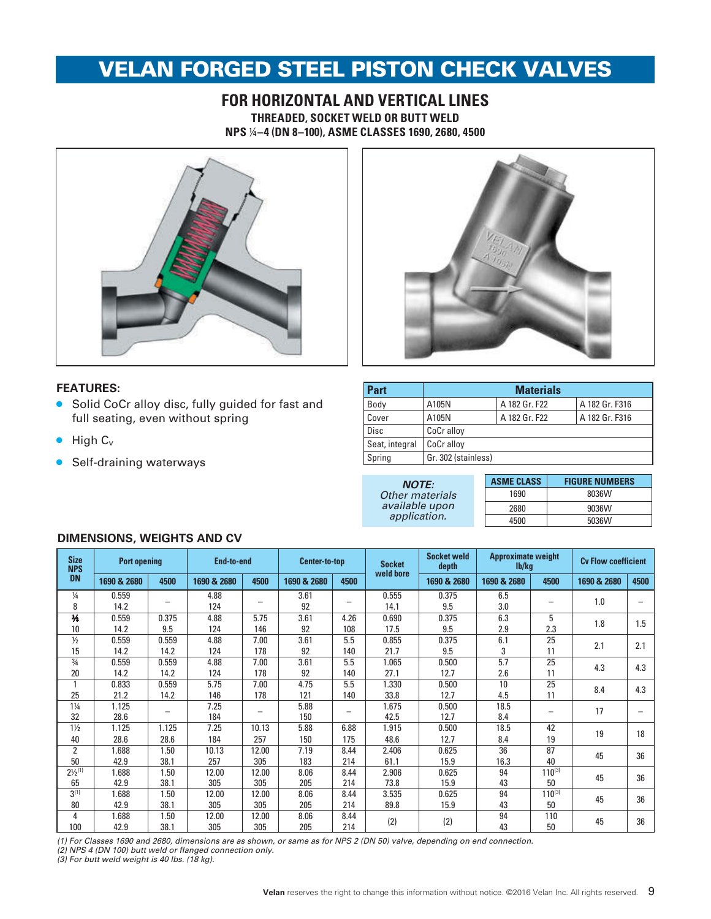# VELAN FORGED STEEL PISTON CHECK VALVES

## FOR HORIZONTAL AND VERTICAL LINES

**THREADED, SOCKET WELD OR BUTT WELD**

**NPS ¼–4 (DN 8–100), ASME CLASSES 1690, 2680, 4500**

### FEATURES:

- Solid CoCr alloy disc, fully guided for fast and full seating, even without spring
- High $C_v$
- Self-draining waterways

| Part | Materials | | |
|---|---|---|---|
| Body | A105N | A 182 Gr. F22 | A 182 Gr. F316 |
| Cover | A105N | A 182 Gr. F22 | A 182 Gr. F316 |
| Disc | CoCr alloy | | |
| Seat, integral | CoCr alloy | | |
| Spring | Gr. 302 (stainless) | | |

***NOTE:***
*Other materials available upon application.*

| ASME CLASS | FIGURE NUMBERS |
|---|---|
| 1690 | 8036W |
| 2680 | 9036W |
| 4500 | 5036W |

### DIMENSIONS, WEIGHTS AND CV

| Size NPS DN | Port opening | | End-to-end | | Center-to-top | | Socket weld bore | Socket weld depth | Approximate weight lb/kg | | Cv Flow coefficient | |
|---|---|---|---|---|---|---|---|---|---|---|---|---|
| | 1690 & 2680 | 4500 | 1690 & 2680 | 4500 | 1690 & 2680 | 4500 | | 1690 & 2680 | 1690 & 2680 | 4500 | 1690 & 2680 | 4500 |
| ¼<br>8 | 0.559<br>14.2 | – | 4.88<br>124 | – | 3.61<br>92 | – | 0.555<br>14.1 | 0.375<br>9.5 | 6.5<br>3.0 | – | 1.0 | – |
| ⅜<br>10 | 0.559<br>14.2 | 0.375<br>9.5 | 4.88<br>124 | 5.75<br>146 | 3.61<br>92 | 4.26<br>108 | 0.690<br>17.5 | 0.375<br>9.5 | 6.3<br>2.9 | 5<br>2.3 | 1.8 | 1.5 |
| ½<br>15 | 0.559<br>14.2 | 0.559<br>14.2 | 4.88<br>124 | 7.00<br>178 | 3.61<br>92 | 5.5<br>140 | 0.855<br>21.7 | 0.375<br>9.5 | 6.1<br>3 | 25<br>11 | 2.1 | 2.1 |
| ¾<br>20 | 0.559<br>14.2 | 0.559<br>14.2 | 4.88<br>124 | 7.00<br>178 | 3.61<br>92 | 5.5<br>140 | 1.065<br>27.1 | 0.500<br>12.7 | 5.7<br>2.6 | 25<br>11 | 4.3 | 4.3 |
| 1<br>25 | 0.833<br>21.2 | 0.559<br>14.2 | 5.75<br>146 | 7.00<br>178 | 4.75<br>121 | 5.5<br>140 | 1.330<br>33.8 | 0.500<br>12.7 | 10<br>4.5 | 25<br>11 | 8.4 | 4.3 |
| 1¼<br>32 | 1.125<br>28.6 | – | 7.25<br>184 | – | 5.88<br>150 | – | 1.675<br>42.5 | 0.500<br>12.7 | 18.5<br>8.4 | – | 17 | – |
| 1½<br>40 | 1.125<br>28.6 | 1.125<br>28.6 | 7.25<br>184 | 10.13<br>257 | 5.88<br>150 | 6.88<br>175 | 1.915<br>48.6 | 0.500<br>12.7 | 18.5<br>8.4 | 42<br>19 | 19 | 18 |
| 2<br>50 | 1.688<br>42.9 | 1.50<br>38.1 | 10.13<br>257 | 12.00<br>305 | 7.19<br>183 | 8.44<br>214 | 2.406<br>61.1 | 0.625<br>15.9 | 36<br>16.3 | 87<br>40 | 45 | 36 |
| 2½(1)<br>65 | 1.688<br>42.9 | 1.50<br>38.1 | 12.00<br>305 | 12.00<br>305 | 8.06<br>205 | 8.44<br>214 | 2.906<br>73.8 | 0.625<br>15.9 | 94<br>43 | 110(3)<br>50 | 45 | 36 |
| 3(1)<br>80 | 1.688<br>42.9 | 1.50<br>38.1 | 12.00<br>305 | 12.00<br>305 | 8.06<br>205 | 8.44<br>214 | 3.535<br>89.8 | 0.625<br>15.9 | 94<br>43 | 110(3)<br>50 | 45 | 36 |
| 4<br>100 | 1.688<br>42.9 | 1.50<br>38.1 | 12.00<br>305 | 12.00<br>305 | 8.06<br>205 | 8.44<br>214 | (2) | (2) | 94<br>43 | 110<br>50 | 45 | 36 |

*(1) For Classes 1690 and 2680, dimensions are as shown, or same as for NPS 2 (DN 50) valve, depending on end connection.*
*(2) NPS 4 (DN 100) butt weld or flanged connection only.*
*(3) For butt weld weight is 40 lbs. (18 kg).*

**Velan** reserves the right to change this information without notice. ©2016 Velan Inc. All rights reserved.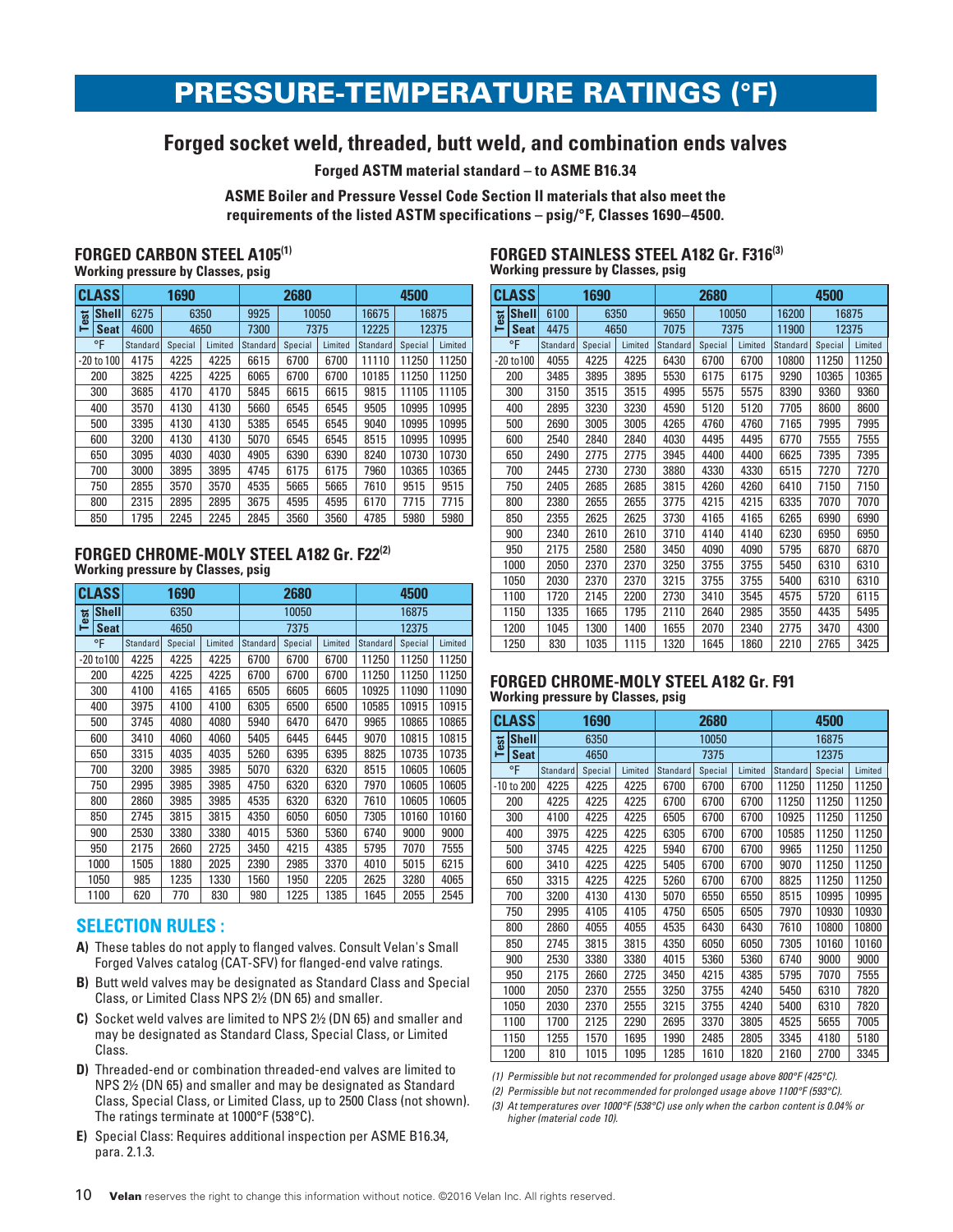# PRESSURE-TEMPERATURE RATINGS (°F)

## Forged socket weld, threaded, butt weld, and combination ends valves

**Forged ASTM material standard – to ASME B16.34**

**ASME Boiler and Pressure Vessel Code Section II materials that also meet the requirements of the listed ASTM specifications – psig/°F, Classes 1690–4500.**

### FORGED CARBON STEEL A105[1]

**Working pressure by Classes, psig**

| CLASS | | 1690 | | | 2680 | | | 4500 | | |
|---|---|---|---|---|---|---|---|---|---|---|
| Test | Shell | 6275 | 6350 | | 9925 | 10050 | | 16675 | 16875 | |
| | Seat | 4600 | 4650 | | 7300 | 7375 | | 12225 | 12375 | |
| °F | | Standard | Special | Limited | Standard | Special | Limited | Standard | Special | Limited |
| -20 to 100 | | 4175 | 4225 | 4225 | 6615 | 6700 | 6700 | 11110 | 11250 | 11250 |
| 200 | | 3825 | 4225 | 4225 | 6065 | 6700 | 6700 | 10185 | 11250 | 11250 |
| 300 | | 3685 | 4170 | 4170 | 5845 | 6615 | 6615 | 9815 | 11105 | 11105 |
| 400 | | 3570 | 4130 | 4130 | 5660 | 6545 | 6545 | 9505 | 10995 | 10995 |
| 500 | | 3395 | 4130 | 4130 | 5385 | 6545 | 6545 | 9040 | 10995 | 10995 |
| 600 | | 3200 | 4130 | 4130 | 5070 | 6545 | 6545 | 8515 | 10995 | 10995 |
| 650 | | 3095 | 4030 | 4030 | 4905 | 6390 | 6390 | 8240 | 10730 | 10730 |
| 700 | | 3000 | 3895 | 3895 | 4745 | 6175 | 6175 | 7960 | 10365 | 10365 |
| 750 | | 2855 | 3570 | 3570 | 4535 | 5665 | 5665 | 7610 | 9515 | 9515 |
| 800 | | 2315 | 2895 | 2895 | 3675 | 4595 | 4595 | 6170 | 7715 | 7715 |
| 850 | | 1795 | 2245 | 2245 | 2845 | 3560 | 3560 | 4785 | 5980 | 5980 |

### FORGED CHROME-MOLY STEEL A182 Gr. F22[2]

**Working pressure by Classes, psig**

| CLASS | | 1690 | | | 2680 | | | 4500 | | |
|---|---|---|---|---|---|---|---|---|---|---|
| Test | Shell | 6350 | | | 10050 | | | 16875 | | |
| | Seat | 4650 | | | 7375 | | | 12375 | | |
| °F | | Standard | Special | Limited | Standard | Special | Limited | Standard | Special | Limited |
| -20 to100 | | 4225 | 4225 | 4225 | 6700 | 6700 | 6700 | 11250 | 11250 | 11250 |
| 200 | | 4225 | 4225 | 4225 | 6700 | 6700 | 6700 | 11250 | 11250 | 11250 |
| 300 | | 4100 | 4165 | 4165 | 6505 | 6605 | 6605 | 10925 | 11090 | 11090 |
| 400 | | 3975 | 4100 | 4100 | 6305 | 6500 | 6500 | 10585 | 10915 | 10915 |
| 500 | | 3745 | 4080 | 4080 | 5940 | 6470 | 6470 | 9965 | 10865 | 10865 |
| 600 | | 3410 | 4060 | 4060 | 5405 | 6445 | 6445 | 9070 | 10815 | 10815 |
| 650 | | 3315 | 4035 | 4035 | 5260 | 6395 | 6395 | 8825 | 10735 | 10735 |
| 700 | | 3200 | 3985 | 3985 | 5070 | 6320 | 6320 | 8515 | 10605 | 10605 |
| 750 | | 2995 | 3985 | 3985 | 4750 | 6320 | 6320 | 7970 | 10605 | 10605 |
| 800 | | 2860 | 3985 | 3985 | 4535 | 6320 | 6320 | 7610 | 10605 | 10605 |
| 850 | | 2745 | 3815 | 3815 | 4350 | 6050 | 6050 | 7305 | 10160 | 10160 |
| 900 | | 2530 | 3380 | 3380 | 4015 | 5360 | 5360 | 6740 | 9000 | 9000 |
| 950 | | 2175 | 2660 | 2725 | 3450 | 4215 | 4385 | 5795 | 7070 | 7555 |
| 1000 | | 1505 | 1880 | 2025 | 2390 | 2985 | 3370 | 4010 | 5015 | 6215 |
| 1050 | | 985 | 1235 | 1330 | 1560 | 1950 | 2205 | 2625 | 3280 | 4065 |
| 1100 | | 620 | 770 | 830 | 980 | 1225 | 1385 | 1645 | 2055 | 2545 |

### SELECTION RULES :

**A)** These tables do not apply to flanged valves. Consult Velan's Small Forged Valves catalog (CAT-SFV) for flanged-end valve ratings.

**B)** Butt weld valves may be designated as Standard Class and Special Class, or Limited Class NPS 2½ (DN 65) and smaller.

**C)** Socket weld valves are limited to NPS 2½ (DN 65) and smaller and may be designated as Standard Class, Special Class, or Limited Class.

**D)** Threaded-end or combination threaded-end valves are limited to NPS 2½ (DN 65) and smaller and may be designated as Standard Class, Special Class, or Limited Class, up to 2500 Class (not shown). The ratings terminate at 1000°F (538°C).

**E)** Special Class: Requires additional inspection per ASME B16.34, para. 2.1.3.

### FORGED STAINLESS STEEL A182 Gr. F316[3]

**Working pressure by Classes, psig**

| CLASS | | 1690 | | | 2680 | | | 4500 | | |
|---|---|---|---|---|---|---|---|---|---|---|
| Test | Shell | 6100 | 6350 | | 9650 | 10050 | | 16200 | 16875 | |
| | Seat | 4475 | 4650 | | 7075 | 7375 | | 11900 | 12375 | |
| °F | | Standard | Special | Limited | Standard | Special | Limited | Standard | Special | Limited |
| -20 to100 | | 4055 | 4225 | 4225 | 6430 | 6700 | 6700 | 10800 | 11250 | 11250 |
| 200 | | 3485 | 3895 | 3895 | 5530 | 6175 | 6175 | 9290 | 10365 | 10365 |
| 300 | | 3150 | 3515 | 3515 | 4995 | 5575 | 5575 | 8390 | 9360 | 9360 |
| 400 | | 2895 | 3230 | 3230 | 4590 | 5120 | 5120 | 7705 | 8600 | 8600 |
| 500 | | 2690 | 3005 | 3005 | 4265 | 4760 | 4760 | 7165 | 7995 | 7995 |
| 600 | | 2540 | 2840 | 2840 | 4030 | 4495 | 4495 | 6770 | 7555 | 7555 |
| 650 | | 2490 | 2775 | 2775 | 3945 | 4400 | 4400 | 6625 | 7395 | 7395 |
| 700 | | 2445 | 2730 | 2730 | 3880 | 4330 | 4330 | 6515 | 7270 | 7270 |
| 750 | | 2405 | 2685 | 2685 | 3815 | 4260 | 4260 | 6410 | 7150 | 7150 |
| 800 | | 2380 | 2655 | 2655 | 3775 | 4215 | 4215 | 6335 | 7070 | 7070 |
| 850 | | 2355 | 2625 | 2625 | 3730 | 4165 | 4165 | 6265 | 6990 | 6990 |
| 900 | | 2340 | 2610 | 2610 | 3710 | 4140 | 4140 | 6230 | 6950 | 6950 |
| 950 | | 2175 | 2580 | 2580 | 3450 | 4090 | 4090 | 5795 | 6870 | 6870 |
| 1000 | | 2050 | 2370 | 2370 | 3250 | 3755 | 3755 | 5450 | 6310 | 6310 |
| 1050 | | 2030 | 2370 | 2370 | 3215 | 3755 | 3755 | 5400 | 6310 | 6310 |
| 1100 | | 1720 | 2145 | 2200 | 2730 | 3410 | 3545 | 4575 | 5720 | 6115 |
| 1150 | | 1335 | 1665 | 1795 | 2110 | 2640 | 2985 | 3550 | 4435 | 5495 |
| 1200 | | 1045 | 1300 | 1400 | 1655 | 2070 | 2340 | 2775 | 3470 | 4300 |
| 1250 | | 830 | 1035 | 1115 | 1320 | 1645 | 1860 | 2210 | 2765 | 3425 |

### FORGED CHROME-MOLY STEEL A182 Gr. F91

**Working pressure by Classes, psig**

| CLASS | | 1690 | | | 2680 | | | 4500 | | |
|---|---|---|---|---|---|---|---|---|---|---|
| Test | Shell | 6350 | | | 10050 | | | 16875 | | |
| | Seat | 4650 | | | 7375 | | | 12375 | | |
| °F | | Standard | Special | Limited | Standard | Special | Limited | Standard | Special | Limited |
| -10 to 200 | | 4225 | 4225 | 4225 | 6700 | 6700 | 6700 | 11250 | 11250 | 11250 |
| 200 | | 4225 | 4225 | 4225 | 6700 | 6700 | 6700 | 11250 | 11250 | 11250 |
| 300 | | 4100 | 4225 | 4225 | 6505 | 6700 | 6700 | 10925 | 11250 | 11250 |
| 400 | | 3975 | 4225 | 4225 | 6305 | 6700 | 6700 | 10585 | 11250 | 11250 |
| 500 | | 3745 | 4225 | 4225 | 5940 | 6700 | 6700 | 9965 | 11250 | 11250 |
| 600 | | 3410 | 4225 | 4225 | 5405 | 6700 | 6700 | 9070 | 11250 | 11250 |
| 650 | | 3315 | 4225 | 4225 | 5260 | 6700 | 6700 | 8825 | 11250 | 11250 |
| 700 | | 3200 | 4130 | 4130 | 5070 | 6550 | 6550 | 8515 | 10995 | 10995 |
| 750 | | 2995 | 4105 | 4105 | 4750 | 6505 | 6505 | 7970 | 10930 | 10930 |
| 800 | | 2860 | 4055 | 4055 | 4535 | 6430 | 6430 | 7610 | 10800 | 10800 |
| 850 | | 2745 | 3815 | 3815 | 4350 | 6050 | 6050 | 7305 | 10160 | 10160 |
| 900 | | 2530 | 3380 | 3380 | 4015 | 5360 | 5360 | 6740 | 9000 | 9000 |
| 950 | | 2175 | 2660 | 2725 | 3450 | 4215 | 4385 | 5795 | 7070 | 7555 |
| 1000 | | 2050 | 2370 | 2555 | 3250 | 3755 | 4240 | 5450 | 6310 | 7820 |
| 1050 | | 2030 | 2370 | 2555 | 3215 | 3755 | 4240 | 5400 | 6310 | 7820 |
| 1100 | | 1700 | 2125 | 2290 | 2695 | 3370 | 3805 | 4525 | 5655 | 7005 |
| 1150 | | 1255 | 1570 | 1695 | 1990 | 2485 | 2805 | 3345 | 4180 | 5180 |
| 1200 | | 810 | 1015 | 1095 | 1285 | 1610 | 1820 | 2160 | 2700 | 3345 |

*(1) Permissible but not recommended for prolonged usage above 800°F (425°C).*

*(2) Permissible but not recommended for prolonged usage above 1100°F (593°C).*

*(3) At temperatures over 1000°F (538°C) use only when the carbon content is 0.04% or higher (material code 10).*

**Velan** reserves the right to change this information without notice. ©2016 Velan Inc. All rights reserved.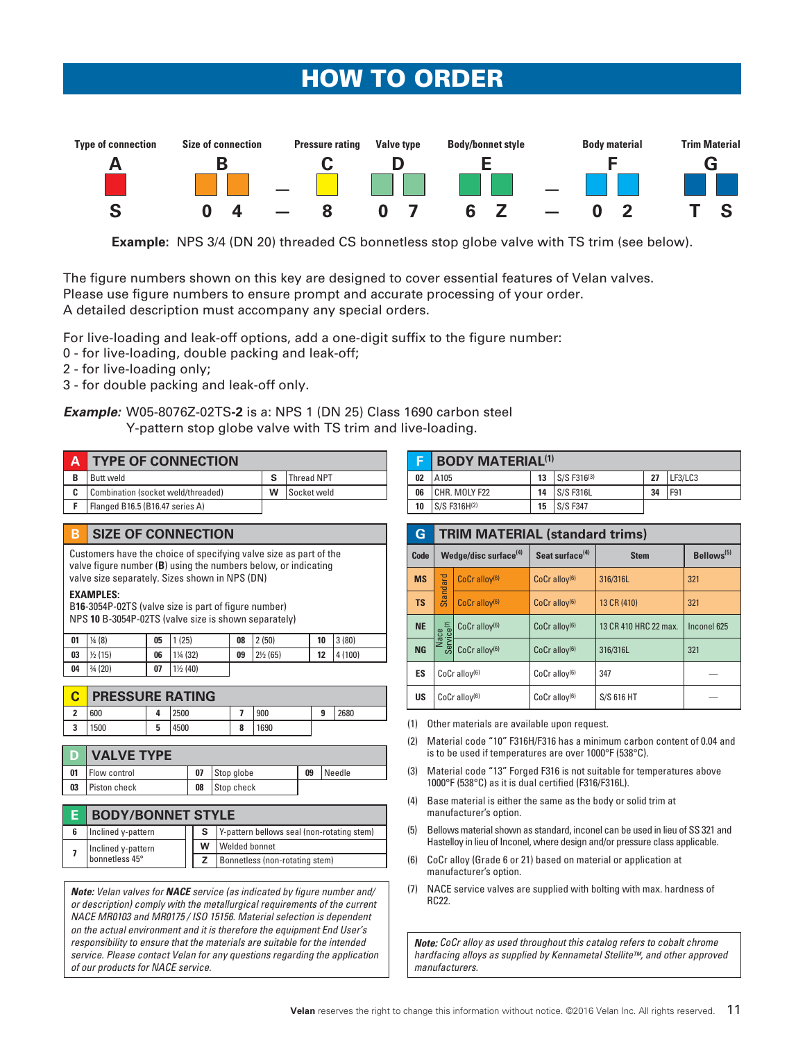# HOW TO ORDER

| Type of connection | Size of connection | | | Pressure rating | Valve type | | Body/bonnet style | | | Body material | | Trim Material | |
|---|---|---|---|---|---|---|---|---|---|---|---|---|---|
| A | B | | | C | D | | E | | | F | | G | |
| S | 0 | 4 | — | 8 | 0 | 7 | 6 | Z | — | 0 | 2 | T | S |

**Example:** NPS 3/4 (DN 20) threaded CS bonnetless stop globe valve with TS trim (see below).

The figure numbers shown on this key are designed to cover essential features of Velan valves. Please use figure numbers to ensure prompt and accurate processing of your order. A detailed description must accompany any special orders.

For live-loading and leak-off options, add a one-digit suffix to the figure number:
0 - for live-loading, double packing and leak-off;
2 - for live-loading only;
3 - for double packing and leak-off only.

***Example:*** W05-8076Z-02TS-**2** is a: NPS 1 (DN 25) Class 1690 carbon steel Y-pattern stop globe valve with TS trim and live-loading.

## A TYPE OF CONNECTION

| Code | Description | Code | Description |
|---|---|---|---|
| B | Butt weld | S | Thread NPT |
| C | Combination (socket weld/threaded) | W | Socket weld |
| F | Flanged B16.5 (B16.47 series A) | | |

## B SIZE OF CONNECTION

Customers have the choice of specifying valve size as part of the valve figure number (**B**) using the numbers below, or indicating valve size separately. Sizes shown in NPS (DN)

**EXAMPLES:**
B**16**-3054P-02TS (valve size is part of figure number)
NPS **10** B-3054P-02TS (valve size is shown separately)

| Code | Size | Code | Size | Code | Size | Code | Size |
|---|---|---|---|---|---|---|---|
| 01 | ¼ (8) | 05 | 1 (25) | 08 | 2 (50) | 10 | 3 (80) |
| 03 | ½ (15) | 06 | 1¼ (32) | 09 | 2½ (65) | 12 | 4 (100) |
| 04 | ¾ (20) | 07 | 1½ (40) | | | | |

## C PRESSURE RATING

| Code | Rating | Code | Rating | Code | Rating | Code | Rating |
|---|---|---|---|---|---|---|---|
| 2 | 600 | 4 | 2500 | 7 | 900 | 9 | 2680 |
| 3 | 1500 | 5 | 4500 | 8 | 1690 | | |

## D VALVE TYPE

| Code | Type | Code | Type | Code | Type |
|---|---|---|---|---|---|
| 01 | Flow control | 07 | Stop globe | 09 | Needle |
| 03 | Piston check | 08 | Stop check | | |

## E BODY/BONNET STYLE

| Code | Style | Code | Style |
|---|---|---|---|
| 6 | Inclined y-pattern | S | Y-pattern bellows seal (non-rotating stem) |
| 7 | Inclined y-pattern bonnetless 45° | W | Welded bonnet |
| | | Z | Bonnetless (non-rotating stem) |

***Note:*** *Velan valves for **NACE** service (as indicated by figure number and/or description) comply with the metallurgical requirements of the current NACE MR0103 and MR0175 / ISO 15156. Material selection is dependent on the actual environment and it is therefore the equipment End User's responsibility to ensure that the materials are suitable for the intended service. Please contact Velan for any questions regarding the application of our products for NACE service.*

## F BODY MATERIAL(1)

| Code | Material | Code | Material | Code | Material |
|---|---|---|---|---|---|
| 02 | A105 | 13 | S/S F316(3) | 27 | LF3/LC3 |
| 06 | CHR. MOLY F22 | 14 | S/S F316L | 34 | F91 |
| 10 | S/S F316H(2) | 15 | S/S F347 | | |

## G TRIM MATERIAL (standard trims)

| Code | | Wedge/disc surface(4) | Seat surface(4) | Stem | Bellows(5) |
|---|---|---|---|---|---|
| MS | Standard | CoCr alloy(6) | CoCr alloy(6) | 316/316L | 321 |
| TS | Standard | CoCr alloy(6) | CoCr alloy(6) | 13 CR (410) | 321 |
| NE | Nace Service(7) | CoCr alloy(6) | CoCr alloy(6) | 13 CR 410 HRC 22 max. | Inconel 625 |
| NG | Nace Service(7) | CoCr alloy(6) | CoCr alloy(6) | 316/316L | 321 |
| ES | | CoCr alloy(6) | CoCr alloy(6) | 347 | — |
| US | | CoCr alloy(6) | CoCr alloy(6) | S/S 616 HT | — |

(1) Other materials are available upon request.
(2) Material code "10" F316H/F316 has a minimum carbon content of 0.04 and is to be used if temperatures are over 1000°F (538°C).
(3) Material code "13" Forged F316 is not suitable for temperatures above 1000°F (538°C) as it is dual certified (F316/F316L).
(4) Base material is either the same as the body or solid trim at manufacturer's option.
(5) Bellows material shown as standard, inconel can be used in lieu of SS 321 and Hastelloy in lieu of Inconel, where design and/or pressure class applicable.
(6) CoCr alloy (Grade 6 or 21) based on material or application at manufacturer's option.
(7) NACE service valves are supplied with bolting with max. hardness of RC22.

***Note:*** *CoCr alloy as used throughout this catalog refers to cobalt chrome hardfacing alloys as supplied by Kennametal Stellite™, and other approved manufacturers.*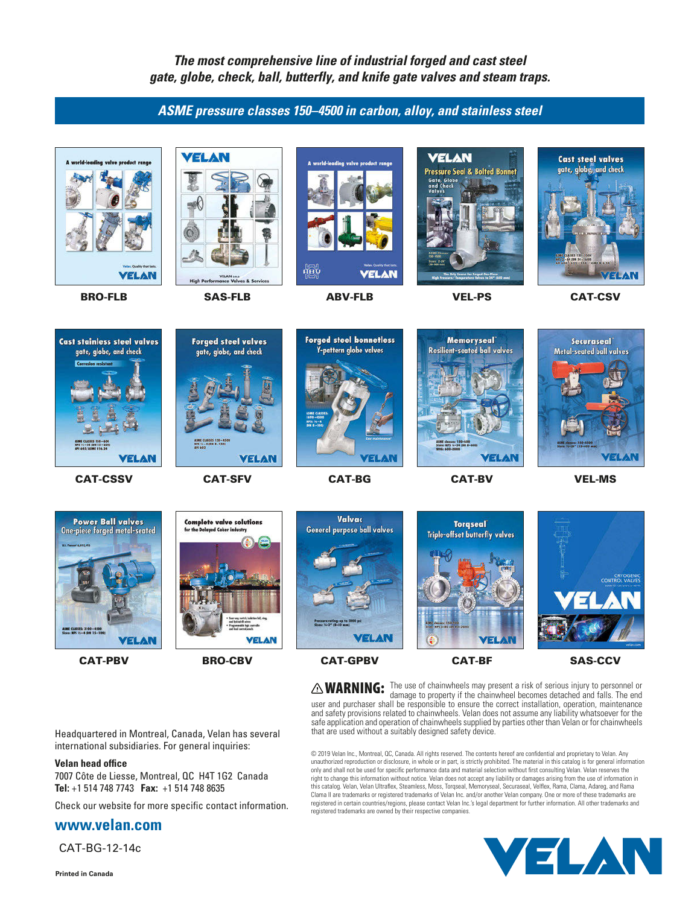***The most comprehensive line of industrial forged and cast steel gate, globe, check, ball, butterfly, and knife gate valves and steam traps.***

***ASME pressure classes 150–4500 in carbon, alloy, and stainless steel***

**BRO-FLB** **SAS-FLB** **ABV-FLB** **VEL-PS** **CAT-CSV**

**CAT-CSSV** **CAT-SFV** **CAT-BG** **CAT-BV** **VEL-MS**

**CAT-PBV** **BRO-CBV** **CAT-GPBV** **CAT-BF** **SAS-CCV**

⚠ **WARNING:** The use of chainwheels may present a risk of serious injury to personnel or damage to property if the chainwheel becomes detached and falls. The end user and purchaser shall be responsible to ensure the correct installation, operation, maintenance and safety provisions related to chainwheels. Velan does not assume any liability whatsoever for the safe application and operation of chainwheels supplied by parties other than Velan or for chainwheels that are used without a suitably designed safety device.

Headquartered in Montreal, Canada, Velan has several international subsidiaries. For general inquiries:

**Velan head office**
7007 Côte de Liesse, Montreal, QC H4T 1G2 Canada
**Tel:** +1 514 748 7743 **Fax:** +1 514 748 8635

Check our website for more specific contact information.

**www.velan.com**

CAT-BG-12-14c

© 2019 Velan Inc., Montreal, QC, Canada. All rights reserved. The contents hereof are confidential and proprietary to Velan. Any unauthorized reproduction or disclosure, in whole or in part, is strictly prohibited. The material in this catalog is for general information only and shall not be used for specific performance data and material selection without first consulting Velan. Velan reserves the right to change this information without notice. Velan does not accept any liability or damages arising from the use of information in this catalog. Velan, Velan Ultraflex, Steamless, Moss, Torqseal, Memoryseal, Securaseal, Velflex, Rama, Clama, Adareg, and Rama Clama II are trademarks or registered trademarks of Velan Inc. and/or another Velan company. One or more of these trademarks are registered in certain countries/regions, please contact Velan Inc.'s legal department for further information. All other trademarks and registered trademarks are owned by their respective companies.

**Printed in Canada**